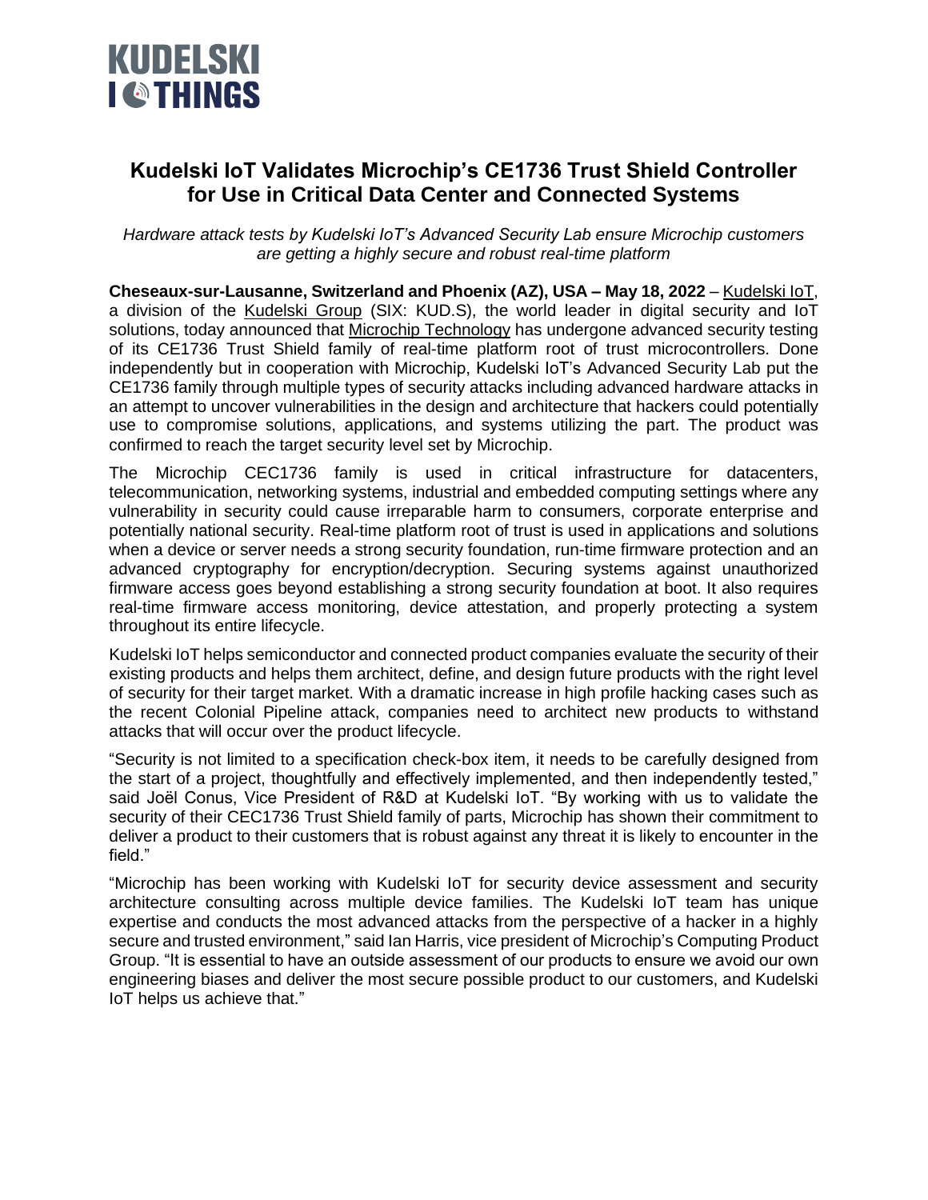KUDELSKI IOTHINGS

# Kudelski IoT Validates Microchip's CE1736 Trust Shield Controller for Use in Critical Data Center and Connected Systems

*Hardware attack tests by Kudelski IoT's Advanced Security Lab ensure Microchip customers are getting a highly secure and robust real-time platform*

**Cheseaux-sur-Lausanne, Switzerland and Phoenix (AZ), USA – May 18, 2022** – Kudelski IoT, a division of the Kudelski Group (SIX: KUD.S), the world leader in digital security and IoT solutions, today announced that Microchip Technology has undergone advanced security testing of its CE1736 Trust Shield family of real-time platform root of trust microcontrollers. Done independently but in cooperation with Microchip, Kudelski IoT's Advanced Security Lab put the CE1736 family through multiple types of security attacks including advanced hardware attacks in an attempt to uncover vulnerabilities in the design and architecture that hackers could potentially use to compromise solutions, applications, and systems utilizing the part. The product was confirmed to reach the target security level set by Microchip.

The Microchip CEC1736 family is used in critical infrastructure for datacenters, telecommunication, networking systems, industrial and embedded computing settings where any vulnerability in security could cause irreparable harm to consumers, corporate enterprise and potentially national security. Real-time platform root of trust is used in applications and solutions when a device or server needs a strong security foundation, run-time firmware protection and an advanced cryptography for encryption/decryption. Securing systems against unauthorized firmware access goes beyond establishing a strong security foundation at boot. It also requires real-time firmware access monitoring, device attestation, and properly protecting a system throughout its entire lifecycle.

Kudelski IoT helps semiconductor and connected product companies evaluate the security of their existing products and helps them architect, define, and design future products with the right level of security for their target market. With a dramatic increase in high profile hacking cases such as the recent Colonial Pipeline attack, companies need to architect new products to withstand attacks that will occur over the product lifecycle.

"Security is not limited to a specification check-box item, it needs to be carefully designed from the start of a project, thoughtfully and effectively implemented, and then independently tested," said Joël Conus, Vice President of R&D at Kudelski IoT. "By working with us to validate the security of their CEC1736 Trust Shield family of parts, Microchip has shown their commitment to deliver a product to their customers that is robust against any threat it is likely to encounter in the field."

"Microchip has been working with Kudelski IoT for security device assessment and security architecture consulting across multiple device families. The Kudelski IoT team has unique expertise and conducts the most advanced attacks from the perspective of a hacker in a highly secure and trusted environment," said Ian Harris, vice president of Microchip's Computing Product Group. "It is essential to have an outside assessment of our products to ensure we avoid our own engineering biases and deliver the most secure possible product to our customers, and Kudelski IoT helps us achieve that."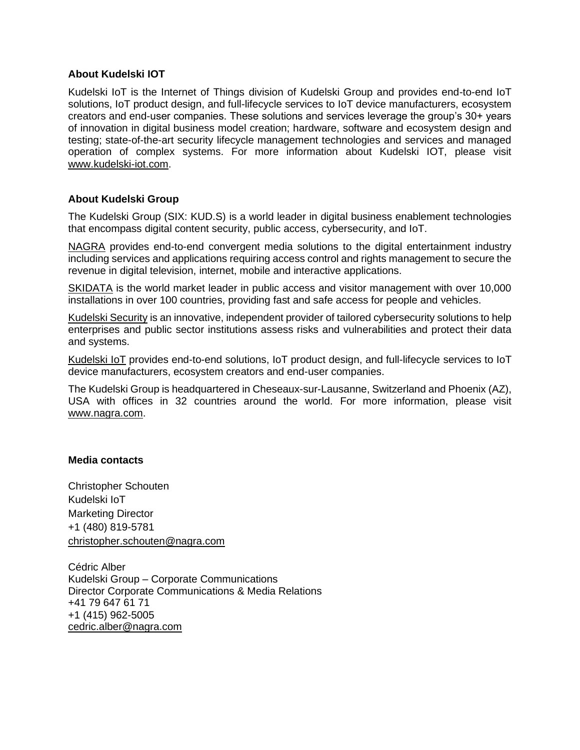## About Kudelski IOT

Kudelski IoT is the Internet of Things division of Kudelski Group and provides end-to-end IoT solutions, IoT product design, and full-lifecycle services to IoT device manufacturers, ecosystem creators and end-user companies. These solutions and services leverage the group's 30+ years of innovation in digital business model creation; hardware, software and ecosystem design and testing; state-of-the-art security lifecycle management technologies and services and managed operation of complex systems. For more information about Kudelski IOT, please visit www.kudelski-iot.com.

## About Kudelski Group

The Kudelski Group (SIX: KUD.S) is a world leader in digital business enablement technologies that encompass digital content security, public access, cybersecurity, and IoT.

NAGRA provides end-to-end convergent media solutions to the digital entertainment industry including services and applications requiring access control and rights management to secure the revenue in digital television, internet, mobile and interactive applications.

SKIDATA is the world market leader in public access and visitor management with over 10,000 installations in over 100 countries, providing fast and safe access for people and vehicles.

Kudelski Security is an innovative, independent provider of tailored cybersecurity solutions to help enterprises and public sector institutions assess risks and vulnerabilities and protect their data and systems.

Kudelski IoT provides end-to-end solutions, IoT product design, and full-lifecycle services to IoT device manufacturers, ecosystem creators and end-user companies.

The Kudelski Group is headquartered in Cheseaux-sur-Lausanne, Switzerland and Phoenix (AZ), USA with offices in 32 countries around the world. For more information, please visit www.nagra.com.

## Media contacts

Christopher Schouten
Kudelski IoT
Marketing Director
+1 (480) 819-5781
christopher.schouten@nagra.com

Cédric Alber
Kudelski Group – Corporate Communications
Director Corporate Communications & Media Relations
+41 79 647 61 71
+1 (415) 962-5005
cedric.alber@nagra.com